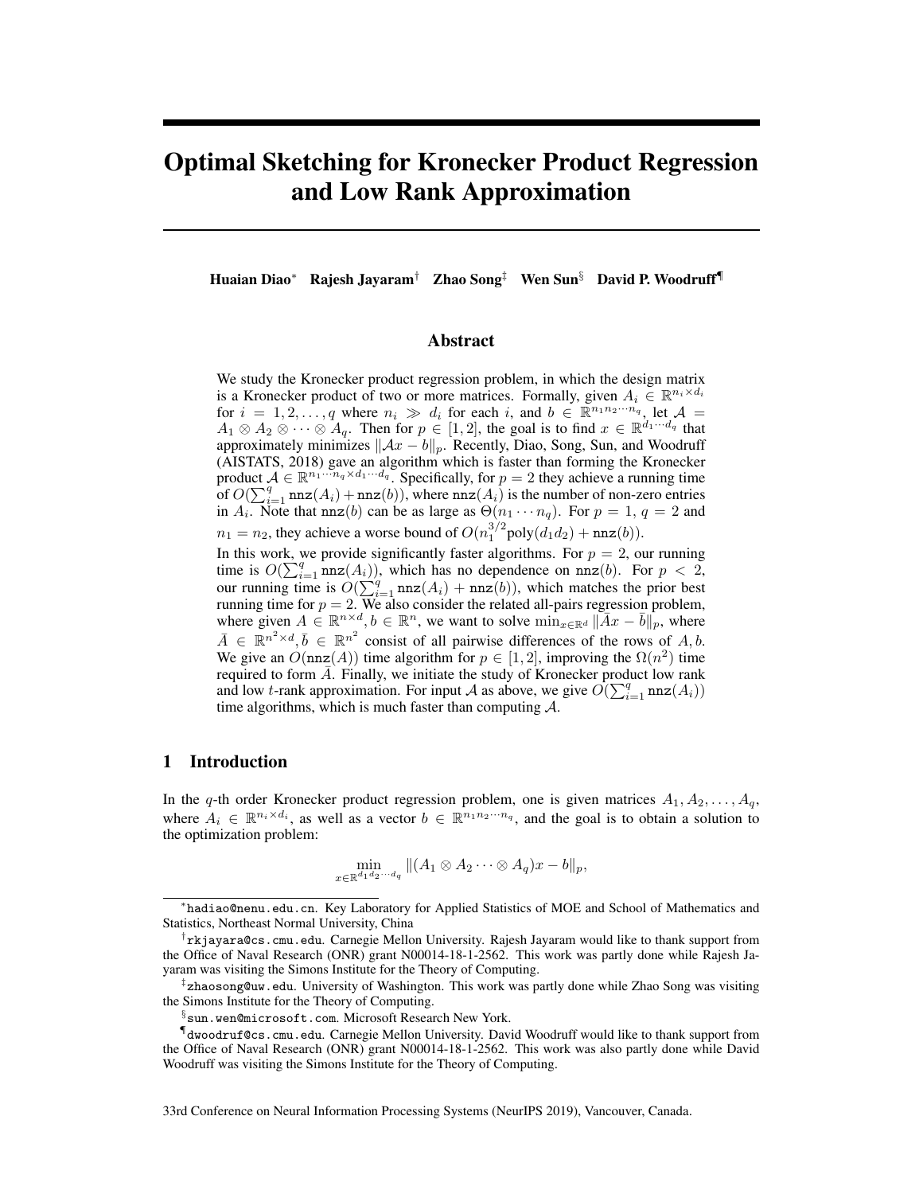# Optimal Sketching for Kronecker Product Regression and Low Rank Approximation

**Huaian Diao**[*] **Rajesh Jayaram**[†] **Zhao Song**[‡] **Wen Sun**[§] **David P. Woodruff**[¶]

## Abstract

We study the Kronecker product regression problem, in which the design matrix is a Kronecker product of two or more matrices. Formally, given $A_i \in \mathbb{R}^{n_i \times d_i}$ for $i = 1, 2, \ldots, q$ where $n_i \gg d_i$ for each $i$, and $b \in \mathbb{R}^{n_1 n_2 \cdots n_q}$, let $\mathcal{A} = A_1 \otimes A_2 \otimes \cdots \otimes A_q$. Then for $p \in [1, 2]$, the goal is to find $x \in \mathbb{R}^{d_1 \cdots d_q}$ that approximately minimizes $\|\mathcal{A}x - b\|_p$. Recently, Diao, Song, Sun, and Woodruff (AISTATS, 2018) gave an algorithm which is faster than forming the Kronecker product $\mathcal{A} \in \mathbb{R}^{n_1 \cdots n_q \times d_1 \cdots d_q}$. Specifically, for $p = 2$ they achieve a running time of $O(\sum_{i=1}^q \mathtt{nnz}(A_i) + \mathtt{nnz}(b))$, where $\mathtt{nnz}(A_i)$ is the number of non-zero entries in $A_i$. Note that $\mathtt{nnz}(b)$ can be as large as $\Theta(n_1 \cdots n_q)$. For $p = 1$, $q = 2$ and $n_1 = n_2$, they achieve a worse bound of $O(n_1^{3/2} \mathrm{poly}(d_1 d_2) + \mathtt{nnz}(b))$.

In this work, we provide significantly faster algorithms. For $p = 2$, our running time is $O(\sum_{i=1}^q \mathtt{nnz}(A_i))$, which has no dependence on $\mathtt{nnz}(b)$. For $p < 2$, our running time is $O(\sum_{i=1}^q \mathtt{nnz}(A_i) + \mathtt{nnz}(b))$, which matches the prior best running time for $p = 2$. We also consider the related all-pairs regression problem, where given $A \in \mathbb{R}^{n \times d}, b \in \mathbb{R}^n$, we want to solve $\min_{x \in \mathbb{R}^d} \|\bar{A}x - \bar{b}\|_p$, where $\bar{A} \in \mathbb{R}^{n^2 \times d}, \bar{b} \in \mathbb{R}^{n^2}$ consist of all pairwise differences of the rows of $A, b$. We give an $O(\mathtt{nnz}(A))$ time algorithm for $p \in [1, 2]$, improving the $\Omega(n^2)$ time required to form $\bar{A}$. Finally, we initiate the study of Kronecker product low rank and low $t$-rank approximation. For input $\mathcal{A}$ as above, we give $O(\sum_{i=1}^q \mathtt{nnz}(A_i))$ time algorithms, which is much faster than computing $\mathcal{A}$.

## 1 Introduction

In the $q$-th order Kronecker product regression problem, one is given matrices $A_1, A_2, \ldots, A_q$, where $A_i \in \mathbb{R}^{n_i \times d_i}$, as well as a vector $b \in \mathbb{R}^{n_1 n_2 \cdots n_q}$, and the goal is to obtain a solution to the optimization problem:

$$\min_{x \in \mathbb{R}^{d_1 d_2 \cdots d_q}} \|(A_1 \otimes A_2 \cdots \otimes A_q)x - b\|_p,$$

---

[*] hadiao@nenu.edu.cn. Key Laboratory for Applied Statistics of MOE and School of Mathematics and Statistics, Northeast Normal University, China

[†] rkjayara@cs.cmu.edu. Carnegie Mellon University. Rajesh Jayaram would like to thank support from the Office of Naval Research (ONR) grant N00014-18-1-2562. This work was partly done while Rajesh Jayaram was visiting the Simons Institute for the Theory of Computing.

[‡] zhaosong@uw.edu. University of Washington. This work was partly done while Zhao Song was visiting the Simons Institute for the Theory of Computing.

[§] sun.wen@microsoft.com. Microsoft Research New York.

[¶] dwoodruf@cs.cmu.edu. Carnegie Mellon University. David Woodruff would like to thank support from the Office of Naval Research (ONR) grant N00014-18-1-2562. This work was also partly done while David Woodruff was visiting the Simons Institute for the Theory of Computing.

33rd Conference on Neural Information Processing Systems (NeurIPS 2019), Vancouver, Canada.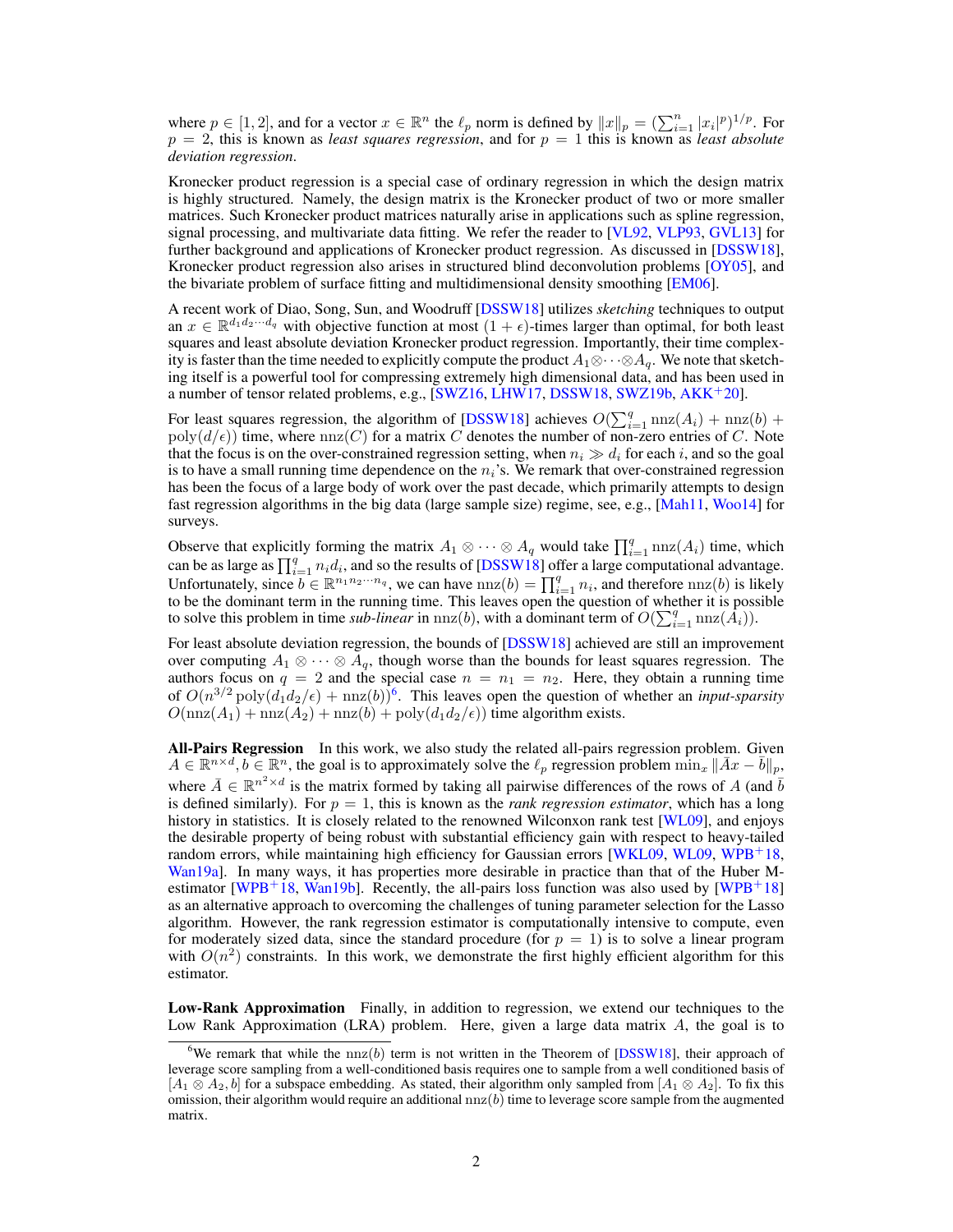where $p \in [1, 2]$, and for a vector $x \in \mathbb{R}^n$ the $\ell_p$ norm is defined by $\|x\|_p = (\sum_{i=1}^n |x_i|^p)^{1/p}$. For $p = 2$, this is known as *least squares regression*, and for $p = 1$ this is known as *least absolute deviation regression*.

Kronecker product regression is a special case of ordinary regression in which the design matrix is highly structured. Namely, the design matrix is the Kronecker product of two or more smaller matrices. Such Kronecker product matrices naturally arise in applications such as spline regression, signal processing, and multivariate data fitting. We refer the reader to [VL92, VLP93, GVL13] for further background and applications of Kronecker product regression. As discussed in [DSSW18], Kronecker product regression also arises in structured blind deconvolution problems [OY05], and the bivariate problem of surface fitting and multidimensional density smoothing [EM06].

A recent work of Diao, Song, Sun, and Woodruff [DSSW18] utilizes *sketching* techniques to output an $x \in \mathbb{R}^{d_1 d_2 \cdots d_q}$ with objective function at most $(1+\epsilon)$-times larger than optimal, for both least squares and least absolute deviation Kronecker product regression. Importantly, their time complexity is faster than the time needed to explicitly compute the product $A_1 \otimes \cdots \otimes A_q$. We note that sketching itself is a powerful tool for compressing extremely high dimensional data, and has been used in a number of tensor related problems, e.g., [SWZ16, LHW17, DSSW18, SWZ19b, AKK+20].

For least squares regression, the algorithm of [DSSW18] achieves $O(\sum_{i=1}^q \mathrm{nnz}(A_i) + \mathrm{nnz}(b) + \mathrm{poly}(d/\epsilon))$ time, where $\mathrm{nnz}(C)$ for a matrix $C$ denotes the number of non-zero entries of $C$. Note that the focus is on the over-constrained regression setting, when $n_i \gg d_i$ for each $i$, and so the goal is to have a small running time dependence on the $n_i$'s. We remark that over-constrained regression has been the focus of a large body of work over the past decade, which primarily attempts to design fast regression algorithms in the big data (large sample size) regime, see, e.g., [Mah11, Woo14] for surveys.

Observe that explicitly forming the matrix $A_1 \otimes \cdots \otimes A_q$ would take $\prod_{i=1}^q \mathrm{nnz}(A_i)$ time, which can be as large as $\prod_{i=1}^q n_i d_i$, and so the results of [DSSW18] offer a large computational advantage. Unfortunately, since $b \in \mathbb{R}^{n_1 n_2 \cdots n_q}$, we can have $\mathrm{nnz}(b) = \prod_{i=1}^q n_i$, and therefore $\mathrm{nnz}(b)$ is likely to be the dominant term in the running time. This leaves open the question of whether it is possible to solve this problem in time *sub-linear* in $\mathrm{nnz}(b)$, with a dominant term of $O(\sum_{i=1}^q \mathrm{nnz}(A_i))$.

For least absolute deviation regression, the bounds of [DSSW18] achieved are still an improvement over computing $A_1 \otimes \cdots \otimes A_q$, though worse than the bounds for least squares regression. The authors focus on $q = 2$ and the special case $n = n_1 = n_2$. Here, they obtain a running time of $O(n^{3/2} \mathrm{poly}(d_1 d_2/\epsilon) + \mathrm{nnz}(b))$[6]. This leaves open the question of whether an *input-sparsity* $O(\mathrm{nnz}(A_1) + \mathrm{nnz}(A_2) + \mathrm{nnz}(b) + \mathrm{poly}(d_1 d_2/\epsilon))$ time algorithm exists.

**All-Pairs Regression** In this work, we also study the related all-pairs regression problem. Given $A \in \mathbb{R}^{n \times d}, b \in \mathbb{R}^n$, the goal is to approximately solve the $\ell_p$ regression problem $\min_x \|\bar{A}x - \bar{b}\|_p$, where $\bar{A} \in \mathbb{R}^{n^2 \times d}$ is the matrix formed by taking all pairwise differences of the rows of $A$ (and $\bar{b}$ is defined similarly). For $p = 1$, this is known as the *rank regression estimator*, which has a long history in statistics. It is closely related to the renowned Wilconxon rank test [WL09], and enjoys the desirable property of being robust with substantial efficiency gain with respect to heavy-tailed random errors, while maintaining high efficiency for Gaussian errors [WKL09, WL09, WPB+18, Wan19a]. In many ways, it has properties more desirable in practice than that of the Huber M-estimator [WPB+18, Wan19b]. Recently, the all-pairs loss function was also used by [WPB+18] as an alternative approach to overcoming the challenges of tuning parameter selection for the Lasso algorithm. However, the rank regression estimator is computationally intensive to compute, even for moderately sized data, since the standard procedure (for $p = 1$) is to solve a linear program with $O(n^2)$ constraints. In this work, we demonstrate the first highly efficient algorithm for this estimator.

**Low-Rank Approximation** Finally, in addition to regression, we extend our techniques to the Low Rank Approximation (LRA) problem. Here, given a large data matrix $A$, the goal is to

[6] We remark that while the $\mathrm{nnz}(b)$ term is not written in the Theorem of [DSSW18], their approach of leverage score sampling from a well-conditioned basis requires one to sample from a well conditioned basis of $[A_1 \otimes A_2, b]$ for a subspace embedding. As stated, their algorithm only sampled from $[A_1 \otimes A_2]$. To fix this omission, their algorithm would require an additional $\mathrm{nnz}(b)$ time to leverage score sample from the augmented matrix.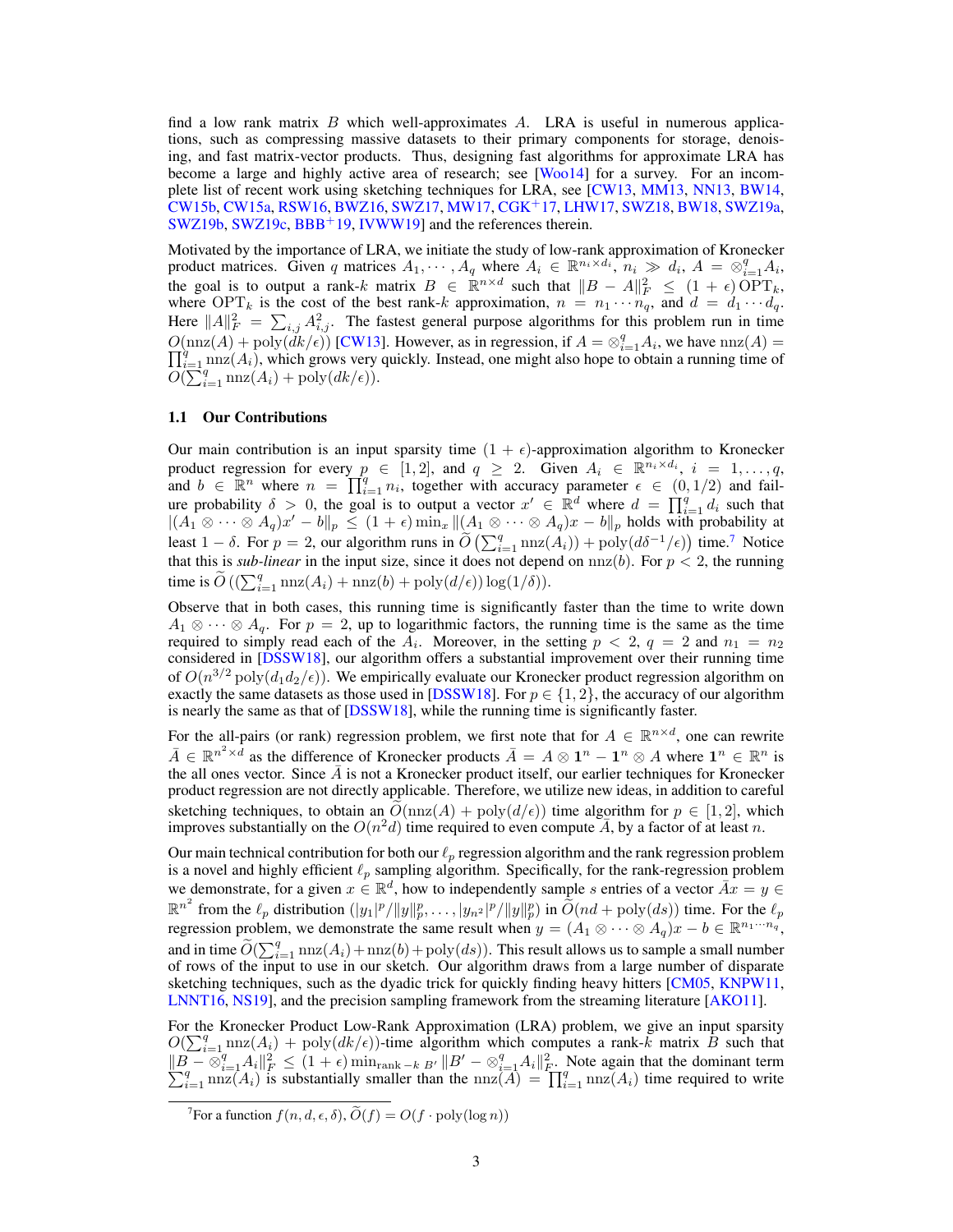find a low rank matrix $B$ which well-approximates $A$. LRA is useful in numerous applications, such as compressing massive datasets to their primary components for storage, denoising, and fast matrix-vector products. Thus, designing fast algorithms for approximate LRA has become a large and highly active area of research; see [Woo14] for a survey. For an incomplete list of recent work using sketching techniques for LRA, see [CW13, MM13, NN13, BW14, CW15b, CW15a, RSW16, BWZ16, SWZ17, MW17, CGK+17, LHW17, SWZ18, BW18, SWZ19a, SWZ19b, SWZ19c, BBB+19, IVWW19] and the references therein.

Motivated by the importance of LRA, we initiate the study of low-rank approximation of Kronecker product matrices. Given $q$ matrices $A_1, \cdots, A_q$ where $A_i \in \mathbb{R}^{n_i \times d_i}$, $n_i \gg d_i$, $A = \otimes_{i=1}^q A_i$, the goal is to output a rank-$k$ matrix $B \in \mathbb{R}^{n \times d}$ such that $\|B - A\|_F^2 \leq (1+\epsilon)\,\mathrm{OPT}_k$, where $\mathrm{OPT}_k$ is the cost of the best rank-$k$ approximation, $n = n_1 \cdots n_q$, and $d = d_1 \cdots d_q$. Here $\|A\|_F^2 = \sum_{i,j} A_{i,j}^2$. The fastest general purpose algorithms for this problem run in time $O(\mathrm{nnz}(A) + \mathrm{poly}(dk/\epsilon))$ [CW13]. However, as in regression, if $A = \otimes_{i=1}^q A_i$, we have $\mathrm{nnz}(A) = \prod_{i=1}^q \mathrm{nnz}(A_i)$, which grows very quickly. Instead, one might also hope to obtain a running time of $O(\sum_{i=1}^q \mathrm{nnz}(A_i) + \mathrm{poly}(dk/\epsilon))$.

### 1.1 Our Contributions

Our main contribution is an input sparsity time $(1+\epsilon)$-approximation algorithm to Kronecker product regression for every $p \in [1,2]$, and $q \geq 2$. Given $A_i \in \mathbb{R}^{n_i \times d_i}$, $i = 1, \ldots, q$, and $b \in \mathbb{R}^n$ where $n = \prod_{i=1}^q n_i$, together with accuracy parameter $\epsilon \in (0, 1/2)$ and failure probability $\delta > 0$, the goal is to output a vector $x' \in \mathbb{R}^d$ where $d = \prod_{i=1}^q d_i$ such that $|(A_1 \otimes \cdots \otimes A_q)x' - b\|_p \leq (1+\epsilon)\min_x \|(A_1 \otimes \cdots \otimes A_q)x - b\|_p$ holds with probability at least $1-\delta$. For $p = 2$, our algorithm runs in $\widetilde{O}\left(\sum_{i=1}^q \mathrm{nnz}(A_i)\right) + \mathrm{poly}(d\delta^{-1}/\epsilon))$ time.[7] Notice that this is *sub-linear* in the input size, since it does not depend on $\mathrm{nnz}(b)$. For $p < 2$, the running time is $\widetilde{O}\left((\sum_{i=1}^q \mathrm{nnz}(A_i) + \mathrm{nnz}(b) + \mathrm{poly}(d/\epsilon))\log(1/\delta)\right)$.

Observe that in both cases, this running time is significantly faster than the time to write down $A_1 \otimes \cdots \otimes A_q$. For $p = 2$, up to logarithmic factors, the running time is the same as the time required to simply read each of the $A_i$. Moreover, in the setting $p < 2$, $q = 2$ and $n_1 = n_2$ considered in [DSSW18], our algorithm offers a substantial improvement over their running time of $O(n^{3/2}\,\mathrm{poly}(d_1 d_2/\epsilon))$. We empirically evaluate our Kronecker product regression algorithm on exactly the same datasets as those used in [DSSW18]. For $p \in \{1, 2\}$, the accuracy of our algorithm is nearly the same as that of [DSSW18], while the running time is significantly faster.

For the all-pairs (or rank) regression problem, we first note that for $A \in \mathbb{R}^{n \times d}$, one can rewrite $\bar{A} \in \mathbb{R}^{n^2 \times d}$ as the difference of Kronecker products $\bar{A} = A \otimes \mathbf{1}^n - \mathbf{1}^n \otimes A$ where $\mathbf{1}^n \in \mathbb{R}^n$ is the all ones vector. Since $\bar{A}$ is not a Kronecker product itself, our earlier techniques for Kronecker product regression are not directly applicable. Therefore, we utilize new ideas, in addition to careful sketching techniques, to obtain an $\widetilde{O}(\mathrm{nnz}(A) + \mathrm{poly}(d/\epsilon))$ time algorithm for $p \in [1,2]$, which improves substantially on the $O(n^2 d)$ time required to even compute $\bar{A}$, by a factor of at least $n$.

Our main technical contribution for both our $\ell_p$ regression algorithm and the rank regression problem is a novel and highly efficient $\ell_p$ sampling algorithm. Specifically, for the rank-regression problem we demonstrate, for a given $x \in \mathbb{R}^d$, how to independently sample $s$ entries of a vector $\bar{A}x = y \in \mathbb{R}^{n^2}$ from the $\ell_p$ distribution $(|y_1|^p/\|y\|_p^p, \ldots, |y_{n^2}|^p/\|y\|_p^p)$ in $\widetilde{O}(nd + \mathrm{poly}(ds))$ time. For the $\ell_p$ regression problem, we demonstrate the same result when $y = (A_1 \otimes \cdots \otimes A_q)x - b \in \mathbb{R}^{n_1 \cdots n_q}$, and in time $\widetilde{O}(\sum_{i=1}^q \mathrm{nnz}(A_i) + \mathrm{nnz}(b) + \mathrm{poly}(ds))$. This result allows us to sample a small number of rows of the input to use in our sketch. Our algorithm draws from a large number of disparate sketching techniques, such as the dyadic trick for quickly finding heavy hitters [CM05, KNPW11, LNNT16, NS19], and the precision sampling framework from the streaming literature [AKO11].

For the Kronecker Product Low-Rank Approximation (LRA) problem, we give an input sparsity $O(\sum_{i=1}^q \mathrm{nnz}(A_i) + \mathrm{poly}(dk/\epsilon))$-time algorithm which computes a rank-$k$ matrix $B$ such that $\|B - \otimes_{i=1}^q A_i\|_F^2 \leq (1+\epsilon)\min_{\mathrm{rank}-k\ B'} \|B' - \otimes_{i=1}^q A_i\|_F^2$. Note again that the dominant term $\sum_{i=1}^q \mathrm{nnz}(A_i)$ is substantially smaller than the $\mathrm{nnz}(A) = \prod_{i=1}^q \mathrm{nnz}(A_i)$ time required to write

[7] For a function $f(n, d, \epsilon, \delta)$, $\widetilde{O}(f) = O(f \cdot \mathrm{poly}(\log n))$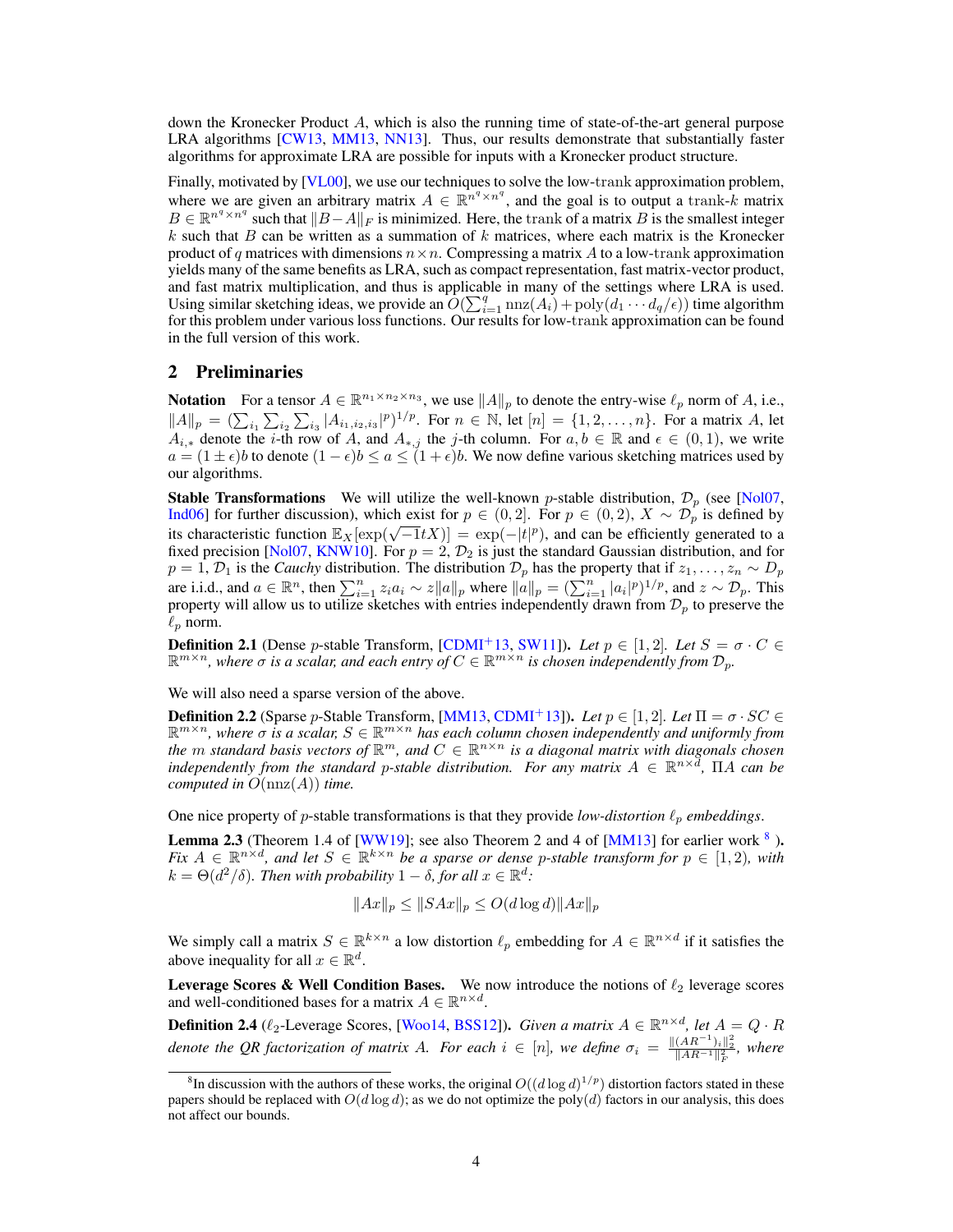down the Kronecker Product $A$, which is also the running time of state-of-the-art general purpose LRA algorithms [CW13, MM13, NN13]. Thus, our results demonstrate that substantially faster algorithms for approximate LRA are possible for inputs with a Kronecker product structure.

Finally, motivated by [VL00], we use our techniques to solve the low-$\mathrm{trank}$ approximation problem, where we are given an arbitrary matrix $A \in \mathbb{R}^{n^q \times n^q}$, and the goal is to output a $\mathrm{trank}$-$k$ matrix $B \in \mathbb{R}^{n^q \times n^q}$ such that $\|B - A\|_F$ is minimized. Here, the $\mathrm{trank}$ of a matrix $B$ is the smallest integer $k$ such that $B$ can be written as a summation of $k$ matrices, where each matrix is the Kronecker product of $q$ matrices with dimensions $n \times n$. Compressing a matrix $A$ to a low-$\mathrm{trank}$ approximation yields many of the same benefits as LRA, such as compact representation, fast matrix-vector product, and fast matrix multiplication, and thus is applicable in many of the settings where LRA is used. Using similar sketching ideas, we provide an $O(\sum_{i=1}^q \mathrm{nnz}(A_i) + \mathrm{poly}(d_1 \cdots d_q/\epsilon))$ time algorithm for this problem under various loss functions. Our results for low-$\mathrm{trank}$ approximation can be found in the full version of this work.

## 2 Preliminaries

**Notation** For a tensor $A \in \mathbb{R}^{n_1 \times n_2 \times n_3}$, we use $\|A\|_p$ to denote the entry-wise $\ell_p$ norm of $A$, i.e., $\|A\|_p = (\sum_{i_1} \sum_{i_2} \sum_{i_3} |A_{i_1,i_2,i_3}|^p)^{1/p}$. For $n \in \mathbb{N}$, let $[n] = \{1, 2, \ldots, n\}$. For a matrix $A$, let $A_{i,*}$ denote the $i$-th row of $A$, and $A_{*,j}$ the $j$-th column. For $a, b \in \mathbb{R}$ and $\epsilon \in (0, 1)$, we write $a = (1 \pm \epsilon)b$ to denote $(1 - \epsilon)b \leq a \leq (1 + \epsilon)b$. We now define various sketching matrices used by our algorithms.

**Stable Transformations** We will utilize the well-known $p$-stable distribution, $\mathcal{D}_p$ (see [Nol07, Ind06] for further discussion), which exist for $p \in (0, 2]$. For $p \in (0, 2)$, $X \sim \mathcal{D}_p$ is defined by its characteristic function $\mathbb{E}_X[\exp(\sqrt{-1}tX)] = \exp(-|t|^p)$, and can be efficiently generated to a fixed precision [Nol07, KNW10]. For $p = 2$, $\mathcal{D}_2$ is just the standard Gaussian distribution, and for $p = 1$, $\mathcal{D}_1$ is the *Cauchy* distribution. The distribution $\mathcal{D}_p$ has the property that if $z_1, \ldots, z_n \sim D_p$ are i.i.d., and $a \in \mathbb{R}^n$, then $\sum_{i=1}^n z_i a_i \sim z\|a\|_p$ where $\|a\|_p = (\sum_{i=1}^n |a_i|^p)^{1/p}$, and $z \sim \mathcal{D}_p$. This property will allow us to utilize sketches with entries independently drawn from $\mathcal{D}_p$ to preserve the $\ell_p$ norm.

**Definition 2.1** (Dense $p$-stable Transform, [CDMI+13, SW11])**.** *Let $p \in [1, 2]$. Let $S = \sigma \cdot C \in \mathbb{R}^{m \times n}$, where $\sigma$ is a scalar, and each entry of $C \in \mathbb{R}^{m \times n}$ is chosen independently from $\mathcal{D}_p$.*

We will also need a sparse version of the above.

**Definition 2.2** (Sparse $p$-Stable Transform, [MM13, CDMI+13])**.** *Let $p \in [1, 2]$. Let $\Pi = \sigma \cdot SC \in \mathbb{R}^{m \times n}$, where $\sigma$ is a scalar, $S \in \mathbb{R}^{m \times n}$ has each column chosen independently and uniformly from the $m$ standard basis vectors of $\mathbb{R}^m$, and $C \in \mathbb{R}^{n \times n}$ is a diagonal matrix with diagonals chosen independently from the standard $p$-stable distribution. For any matrix $A \in \mathbb{R}^{n \times d}$, $\Pi A$ can be computed in $O(\mathrm{nnz}(A))$ time.*

One nice property of $p$-stable transformations is that they provide *low-distortion $\ell_p$ embeddings*.

**Lemma 2.3** (Theorem 1.4 of [WW19]; see also Theorem 2 and 4 of [MM13] for earlier work [8] )**.** *Fix $A \in \mathbb{R}^{n \times d}$, and let $S \in \mathbb{R}^{k \times n}$ be a sparse or dense $p$-stable transform for $p \in [1, 2)$, with $k = \Theta(d^2/\delta)$. Then with probability $1 - \delta$, for all $x \in \mathbb{R}^d$:*

$$\|Ax\|_p \leq \|SAx\|_p \leq O(d \log d)\|Ax\|_p$$

We simply call a matrix $S \in \mathbb{R}^{k \times n}$ a low distortion $\ell_p$ embedding for $A \in \mathbb{R}^{n \times d}$ if it satisfies the above inequality for all $x \in \mathbb{R}^d$.

**Leverage Scores & Well Condition Bases.** We now introduce the notions of $\ell_2$ leverage scores and well-conditioned bases for a matrix $A \in \mathbb{R}^{n \times d}$.

**Definition 2.4** ($\ell_2$-Leverage Scores, [Woo14, BSS12])**.** *Given a matrix $A \in \mathbb{R}^{n \times d}$, let $A = Q \cdot R$ denote the QR factorization of matrix $A$. For each $i \in [n]$, we define $\sigma_i = \frac{\|(AR^{-1})_i\|_2^2}{\|AR^{-1}\|_F^2}$, where*

[8] In discussion with the authors of these works, the original $O((d \log d)^{1/p})$ distortion factors stated in these papers should be replaced with $O(d \log d)$; as we do not optimize the $\mathrm{poly}(d)$ factors in our analysis, this does not affect our bounds.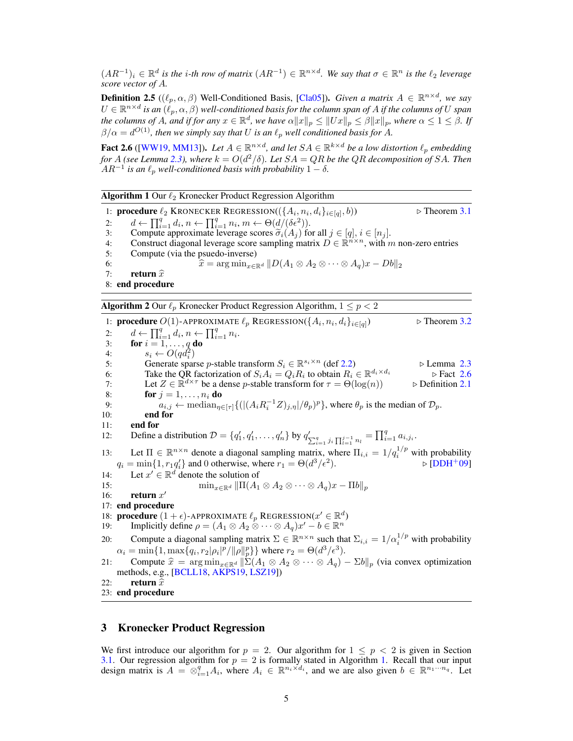$(AR^{-1})_i \in \mathbb{R}^d$ *is the* $i$*-th row of matrix* $(AR^{-1}) \in \mathbb{R}^{n \times d}$*. We say that* $\sigma \in \mathbb{R}^n$ *is the* $\ell_2$ *leverage score vector of* $A$*.*

**Definition 2.5** (($\ell_p, \alpha, \beta$) Well-Conditioned Basis, [Cla05]). *Given a matrix* $A \in \mathbb{R}^{n \times d}$*, we say* $U \in \mathbb{R}^{n \times d}$ *is an* $(\ell_p, \alpha, \beta)$ *well-conditioned basis for the column span of* $A$ *if the columns of* $U$ *span the columns of* $A$*, and if for any* $x \in \mathbb{R}^d$*, we have* $\alpha \|x\|_p \le \|Ux\|_p \le \beta \|x\|_p$*, where* $\alpha \le 1 \le \beta$*. If* $\beta/\alpha = d^{O(1)}$*, then we simply say that* $U$ *is an* $\ell_p$ *well conditioned basis for* $A$*.*

**Fact 2.6** ([WW19, MM13]). *Let* $A \in \mathbb{R}^{n \times d}$*, and let* $SA \in \mathbb{R}^{k \times d}$ *be a low distortion* $\ell_p$ *embedding for* $A$ *(see Lemma 2.3), where* $k = O(d^2/\delta)$*. Let* $SA = QR$ *be the QR decomposition of* $SA$*. Then* $AR^{-1}$ *is an* $\ell_p$ *well-conditioned basis with probability* $1 - \delta$*.*

---

**Algorithm 1** Our $\ell_2$ Kronecker Product Regression Algorithm

```
1: procedure ℓ2 KRONECKER REGRESSION(({A_i, n_i, d_i}_{i∈[q]}, b))          ▷ Theorem 3.1
2:     d ← ∏_{i=1}^q d_i, n ← ∏_{i=1}^q n_i, m ← Θ(d/(δε²)).
3:     Compute approximate leverage scores σ̃_i(A_j) for all j ∈ [q], i ∈ [n_j].
4:     Construct diagonal leverage score sampling matrix D ∈ R^{n×n}, with m non-zero entries
5:     Compute (via the psuedo-inverse)
6:                 x̂ = arg min_{x∈R^d} ‖D(A_1 ⊗ A_2 ⊗ ··· ⊗ A_q)x − Db‖_2
7:     return x̂
8: end procedure
```

---

**Algorithm 2** Our $\ell_p$ Kronecker Product Regression Algorithm, $1 \le p < 2$

```
1: procedure O(1)-APPROXIMATE ℓp REGRESSION({A_i, n_i, d_i}_{i∈[q]})          ▷ Theorem 3.2
2:     d ← ∏_{i=1}^q d_i, n ← ∏_{i=1}^q n_i.
3:     for i = 1, ..., q do
4:         s_i ← O(q d_i^2)
5:         Generate sparse p-stable transform S_i ∈ R^{s_i×n} (def 2.2)          ▷ Lemma 2.3
6:         Take the QR factorization of S_i A_i = Q_i R_i to obtain R_i ∈ R^{d_i×d_i}    ▷ Fact 2.6
7:         Let Z ∈ R^{d×τ} be a dense p-stable transform for τ = Θ(log(n))       ▷ Definition 2.1
8:         for j = 1, ..., n_i do
9:             a_{i,j} ← median_{η∈[τ]} {(|(A_i R_i^{-1} Z)_{j,η}| / θ_p)^p}, where θ_p is the median of D_p.
10:        end for
11:    end for
12:    Define a distribution D = {q'_1, q'_1, ..., q'_n} by q'_{Σ_{i=1}^q j_i ∏_{l=1}^{j-1} n_l} = ∏_{i=1}^q a_{i,j_i}.
13:    Let Π ∈ R^{n×n} denote a diagonal sampling matrix, where Π_{i,i} = 1/q_i^{1/p} with probability
       q_i = min{1, r_1 q'_i} and 0 otherwise, where r_1 = Θ(d^3/ε^2).          ▷ [DDH+09]
14:    Let x' ∈ R^d denote the solution of
15:                 min_{x∈R^d} ‖Π(A_1 ⊗ A_2 ⊗ ··· ⊗ A_q)x − Πb‖_p
16:    return x'
17: end procedure
18: procedure (1+ε)-APPROXIMATE ℓp REGRESSION(x' ∈ R^d)
19:    Implicitly define ρ = (A_1 ⊗ A_2 ⊗ ··· ⊗ A_q)x' − b ∈ R^n
20:    Compute a diagonal sampling matrix Σ ∈ R^{n×n} such that Σ_{i,i} = 1/α_i^{1/p} with probability
       α_i = min{1, max{q_i, r_2 |ρ_i|^p / ‖ρ‖_p^p}} where r_2 = Θ(d^3/ε^3).
21:    Compute x̂ = arg min_{x∈R^d} ‖Σ(A_1 ⊗ A_2 ⊗ ··· ⊗ A_q) − Σb‖_p (via convex optimization
       methods, e.g., [BCLL18, AKPS19, LSZ19])
22:    return x̂
23: end procedure
```

---

## 3 Kronecker Product Regression

We first introduce our algorithm for $p = 2$. Our algorithm for $1 \le p < 2$ is given in Section 3.1. Our regression algorithm for $p = 2$ is formally stated in Algorithm 1. Recall that our input design matrix is $A = \otimes_{i=1}^q A_i$, where $A_i \in \mathbb{R}^{n_i \times d_i}$, and we are also given $b \in \mathbb{R}^{n_1 \cdots n_q}$. Let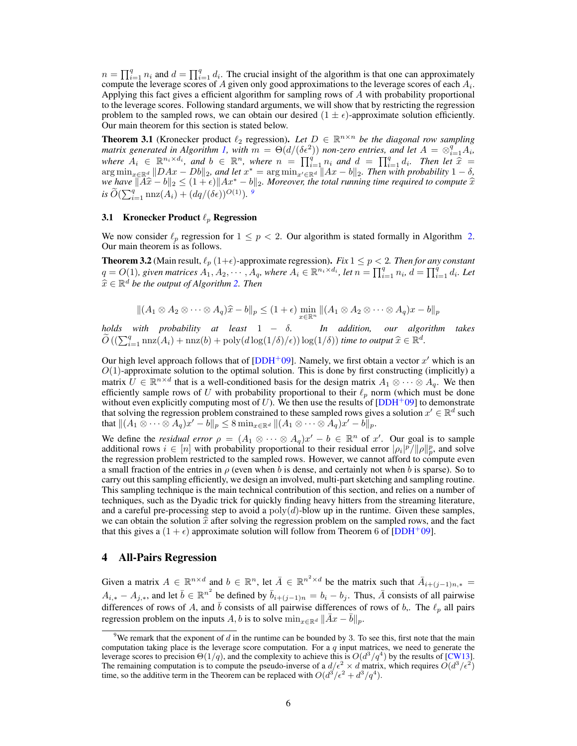$n = \prod_{i=1}^q n_i$ and $d = \prod_{i=1}^q d_i$. The crucial insight of the algorithm is that one can approximately compute the leverage scores of $A$ given only good approximations to the leverage scores of each $A_i$. Applying this fact gives a efficient algorithm for sampling rows of $A$ with probability proportional to the leverage scores. Following standard arguments, we will show that by restricting the regression problem to the sampled rows, we can obtain our desired $(1 \pm \epsilon)$-approximate solution efficiently. Our main theorem for this section is stated below.

**Theorem 3.1** (Kronecker product $\ell_2$ regression). *Let $D \in \mathbb{R}^{n \times n}$ be the diagonal row sampling matrix generated in Algorithm 1, with $m = \Theta(d/(\delta\epsilon^2))$ non-zero entries, and let $A = \otimes_{i=1}^q A_i$, where $A_i \in \mathbb{R}^{n_i \times d_i}$, and $b \in \mathbb{R}^n$, where $n = \prod_{i=1}^q n_i$ and $d = \prod_{i=1}^q d_i$. Then let $\widehat{x} = \arg\min_{x \in \mathbb{R}^d} \|DAx - Db\|_2$, and let $x^* = \arg\min_{x' \in \mathbb{R}^d} \|Ax - b\|_2$. Then with probability $1-\delta$, we have $\|A\widehat{x} - b\|_2 \le (1+\epsilon)\|Ax^* - b\|_2$. Moreover, the total running time required to compute $\widehat{x}$ is $\widetilde{O}(\sum_{i=1}^q \mathrm{nnz}(A_i) + (dq/(\delta\epsilon))^{O(1)})$.* [9]

### 3.1 Kronecker Product $\ell_p$ Regression

We now consider $\ell_p$ regression for $1 \le p < 2$. Our algorithm is stated formally in Algorithm 2. Our main theorem is as follows.

**Theorem 3.2** (Main result, $\ell_p$ $(1+\epsilon)$-approximate regression). *Fix $1 \le p < 2$. Then for any constant $q = O(1)$, given matrices $A_1, A_2, \cdots, A_q$, where $A_i \in \mathbb{R}^{n_i \times d_i}$, let $n = \prod_{i=1}^q n_i$, $d = \prod_{i=1}^q d_i$. Let $\widehat{x} \in \mathbb{R}^d$ be the output of Algorithm 2. Then*

$$\|(A_1 \otimes A_2 \otimes \cdots \otimes A_q)\widehat{x} - b\|_p \le (1+\epsilon) \min_{x \in \mathbb{R}^n} \|(A_1 \otimes A_2 \otimes \cdots \otimes A_q)x - b\|_p$$

*holds with probability at least $1-\delta$. In addition, our algorithm takes $\widetilde{O}\left(\left(\sum_{i=1}^q \mathrm{nnz}(A_i) + \mathrm{nnz}(b) + \mathrm{poly}(d\log(1/\delta)/\epsilon)\right)\log(1/\delta)\right)$ time to output $\widehat{x} \in \mathbb{R}^d$.*

Our high level approach follows that of [DDH+09]. Namely, we first obtain a vector $x'$ which is an $O(1)$-approximate solution to the optimal solution. This is done by first constructing (implicitly) a matrix $U \in \mathbb{R}^{n \times d}$ that is a well-conditioned basis for the design matrix $A_1 \otimes \cdots \otimes A_q$. We then efficiently sample rows of $U$ with probability proportional to their $\ell_p$ norm (which must be done without even explicitly computing most of $U$). We then use the results of [DDH+09] to demonstrate that solving the regression problem constrained to these sampled rows gives a solution $x' \in \mathbb{R}^d$ such that $\|(A_1 \otimes \cdots \otimes A_q)x' - b\|_p \le 8 \min_{x \in \mathbb{R}^d} \|(A_1 \otimes \cdots \otimes A_q)x' - b\|_p$.

We define the *residual error* $\rho = (A_1 \otimes \cdots \otimes A_q)x' - b \in \mathbb{R}^n$ of $x'$. Our goal is to sample additional rows $i \in [n]$ with probability proportional to their residual error $|\rho_i|^p/\|\rho\|_p^p$, and solve the regression problem restricted to the sampled rows. However, we cannot afford to compute even a small fraction of the entries in $\rho$ (even when $b$ is dense, and certainly not when $b$ is sparse). So to carry out this sampling efficiently, we design an involved, multi-part sketching and sampling routine. This sampling technique is the main technical contribution of this section, and relies on a number of techniques, such as the Dyadic trick for quickly finding heavy hitters from the streaming literature, and a careful pre-processing step to avoid a $\mathrm{poly}(d)$-blow up in the runtime. Given these samples, we can obtain the solution $\widehat{x}$ after solving the regression problem on the sampled rows, and the fact that this gives a $(1+\epsilon)$ approximate solution will follow from Theorem 6 of [DDH+09].

## 4 All-Pairs Regression

Given a matrix $A \in \mathbb{R}^{n \times d}$ and $b \in \mathbb{R}^n$, let $\bar{A} \in \mathbb{R}^{n^2 \times d}$ be the matrix such that $\bar{A}_{i+(j-1)n,*} = A_{i,*} - A_{j,*}$, and let $\bar{b} \in \mathbb{R}^{n^2}$ be defined by $\bar{b}_{i+(j-1)n} = b_i - b_j$. Thus, $\bar{A}$ consists of all pairwise differences of rows of $A$, and $\bar{b}$ consists of all pairwise differences of rows of $b$,. The $\ell_p$ all pairs regression problem on the inputs $A, b$ is to solve $\min_{x \in \mathbb{R}^d} \|\bar{A}x - \bar{b}\|_p$.

---

[9] We remark that the exponent of $d$ in the runtime can be bounded by 3. To see this, first note that the main computation taking place is the leverage score computation. For a $q$ input matrices, we need to generate the leverage scores to precision $\Theta(1/q)$, and the complexity to achieve this is $O(d^3/q^4)$ by the results of [CW13]. The remaining computation is to compute the pseudo-inverse of a $d/\epsilon^2 \times d$ matrix, which requires $O(d^3/\epsilon^2)$ time, so the additive term in the Theorem can be replaced with $O(d^3/\epsilon^2 + d^3/q^4)$.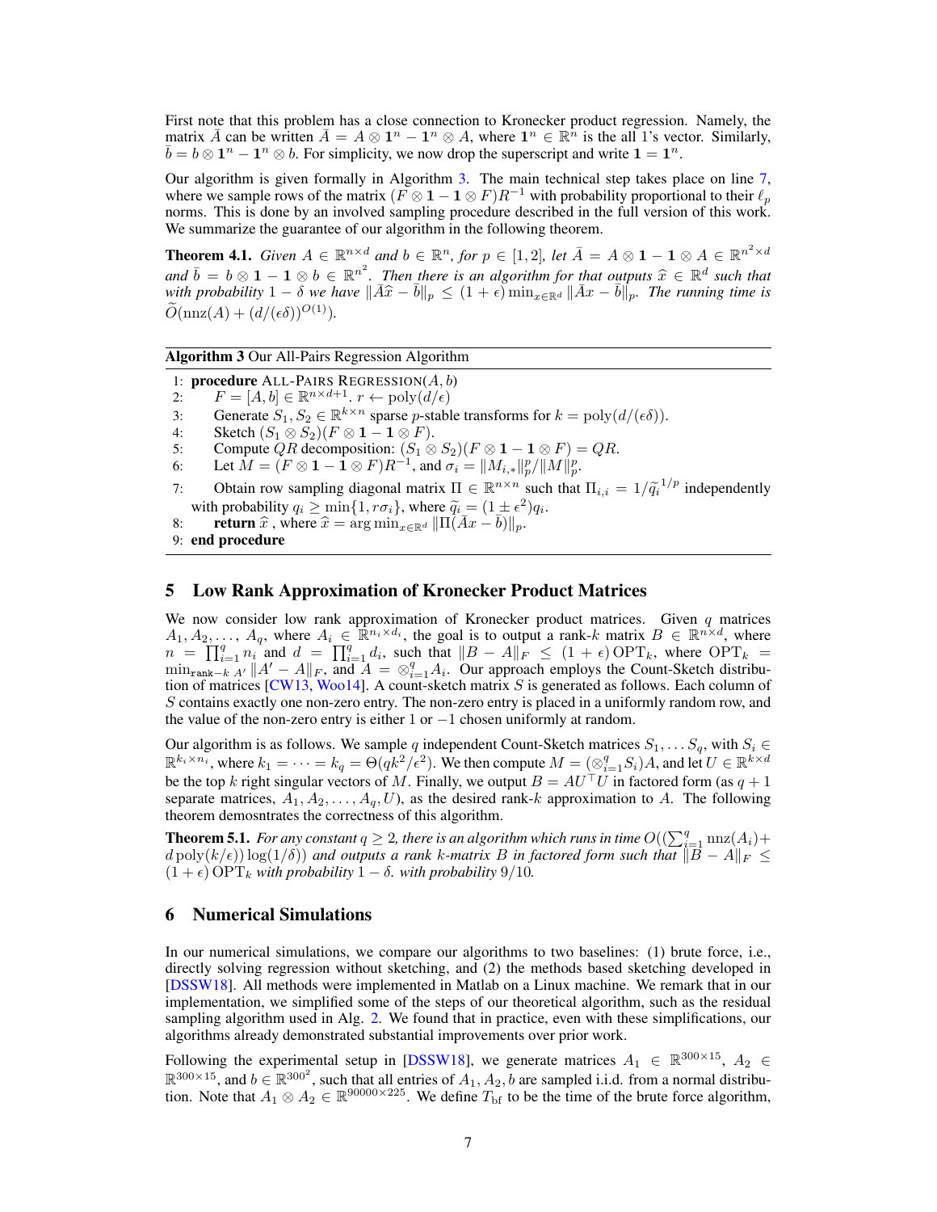First note that this problem has a close connection to Kronecker product regression. Namely, the matrix $\bar{A}$ can be written $\bar{A} = A \otimes \mathbf{1}^n - \mathbf{1}^n \otimes A$, where $\mathbf{1}^n \in \mathbb{R}^n$ is the all 1's vector. Similarly, $\bar{b} = b \otimes \mathbf{1}^n - \mathbf{1}^n \otimes b$. For simplicity, we now drop the superscript and write $\mathbf{1} = \mathbf{1}^n$.

Our algorithm is given formally in Algorithm 3. The main technical step takes place on line 7, where we sample rows of the matrix $(F \otimes \mathbf{1} - \mathbf{1} \otimes F)R^{-1}$ with probability proportional to their $\ell_p$ norms. This is done by an involved sampling procedure described in the full version of this work. We summarize the guarantee of our algorithm in the following theorem.

**Theorem 4.1.** *Given $A \in \mathbb{R}^{n \times d}$ and $b \in \mathbb{R}^n$, for $p \in [1, 2]$, let $\bar{A} = A \otimes \mathbf{1} - \mathbf{1} \otimes A \in \mathbb{R}^{n^2 \times d}$ and $\bar{b} = b \otimes \mathbf{1} - \mathbf{1} \otimes b \in \mathbb{R}^{n^2}$. Then there is an algorithm for that outputs $\widehat{x} \in \mathbb{R}^d$ such that with probability $1 - \delta$ we have $\|\bar{A}\widehat{x} - \bar{b}\|_p \leq (1 + \epsilon) \min_{x \in \mathbb{R}^d} \|\bar{A}x - \bar{b}\|_p$. The running time is $\widetilde{O}(\mathrm{nnz}(A) + (d/(\epsilon\delta))^{O(1)})$.*

**Algorithm 3** Our All-Pairs Regression Algorithm

1: **procedure** ALL-PAIRS REGRESSION$(A, b)$
2: $\quad F = [A, b] \in \mathbb{R}^{n \times d+1}$. $r \leftarrow \mathrm{poly}(d/\epsilon)$
3: $\quad$ Generate $S_1, S_2 \in \mathbb{R}^{k \times n}$ sparse $p$-stable transforms for $k = \mathrm{poly}(d/(\epsilon\delta))$.
4: $\quad$ Sketch $(S_1 \otimes S_2)(F \otimes \mathbf{1} - \mathbf{1} \otimes F)$.
5: $\quad$ Compute $QR$ decomposition: $(S_1 \otimes S_2)(F \otimes \mathbf{1} - \mathbf{1} \otimes F) = QR$.
6: $\quad$ Let $M = (F \otimes \mathbf{1} - \mathbf{1} \otimes F)R^{-1}$, and $\sigma_i = \|M_{i,*}\|_p^p / \|M\|_p^p$.
7: $\quad$ Obtain row sampling diagonal matrix $\Pi \in \mathbb{R}^{n \times n}$ such that $\Pi_{i,i} = 1/\widetilde{q}_i^{1/p}$ independently with probability $q_i \geq \min\{1, r\sigma_i\}$, where $\widetilde{q}_i = (1 \pm \epsilon^2)q_i$.
8: $\quad$ **return** $\widehat{x}$ , where $\widehat{x} = \arg\min_{x \in \mathbb{R}^d} \|\Pi(\bar{A}x - \bar{b})\|_p$.
9: **end procedure**

## 5 Low Rank Approximation of Kronecker Product Matrices

We now consider low rank approximation of Kronecker product matrices. Given $q$ matrices $A_1, A_2, \ldots, A_q$, where $A_i \in \mathbb{R}^{n_i \times d_i}$, the goal is to output a rank-$k$ matrix $B \in \mathbb{R}^{n \times d}$, where $n = \prod_{i=1}^q n_i$ and $d = \prod_{i=1}^q d_i$, such that $\|B - A\|_F \leq (1 + \epsilon)\,\mathrm{OPT}_k$, where $\mathrm{OPT}_k = \min_{\texttt{rank}-k\ A'} \|A' - A\|_F$, and $A = \otimes_{i=1}^q A_i$. Our approach employs the Count-Sketch distribution of matrices [CW13, Woo14]. A count-sketch matrix $S$ is generated as follows. Each column of $S$ contains exactly one non-zero entry. The non-zero entry is placed in a uniformly random row, and the value of the non-zero entry is either 1 or $-1$ chosen uniformly at random.

Our algorithm is as follows. We sample $q$ independent Count-Sketch matrices $S_1, \ldots S_q$, with $S_i \in \mathbb{R}^{k_i \times n_i}$, where $k_1 = \cdots = k_q = \Theta(qk^2/\epsilon^2)$. We then compute $M = (\otimes_{i=1}^q S_i)A$, and let $U \in \mathbb{R}^{k \times d}$ be the top $k$ right singular vectors of $M$. Finally, we output $B = AU^\top U$ in factored form (as $q + 1$ separate matrices, $A_1, A_2, \ldots, A_q, U$), as the desired rank-$k$ approximation to $A$. The following theorem demosntrates the correctness of this algorithm.

**Theorem 5.1.** *For any constant $q \geq 2$, there is an algorithm which runs in time $O((\sum_{i=1}^q \mathrm{nnz}(A_i)) + d\,\mathrm{poly}(k/\epsilon))\log(1/\delta))$ and outputs a rank $k$-matrix $B$ in factored form such that $\|B - A\|_F \leq (1 + \epsilon)\,\mathrm{OPT}_k$ with probability $1 - \delta$. with probability $9/10$.*

## 6 Numerical Simulations

In our numerical simulations, we compare our algorithms to two baselines: (1) brute force, i.e., directly solving regression without sketching, and (2) the methods based sketching developed in [DSSW18]. All methods were implemented in Matlab on a Linux machine. We remark that in our implementation, we simplified some of the steps of our theoretical algorithm, such as the residual sampling algorithm used in Alg. 2. We found that in practice, even with these simplifications, our algorithms already demonstrated substantial improvements over prior work.

Following the experimental setup in [DSSW18], we generate matrices $A_1 \in \mathbb{R}^{300 \times 15}$, $A_2 \in \mathbb{R}^{300 \times 15}$, and $b \in \mathbb{R}^{300^2}$, such that all entries of $A_1, A_2, b$ are sampled i.i.d. from a normal distribution. Note that $A_1 \otimes A_2 \in \mathbb{R}^{90000 \times 225}$. We define $T_{\mathrm{bf}}$ to be the time of the brute force algorithm,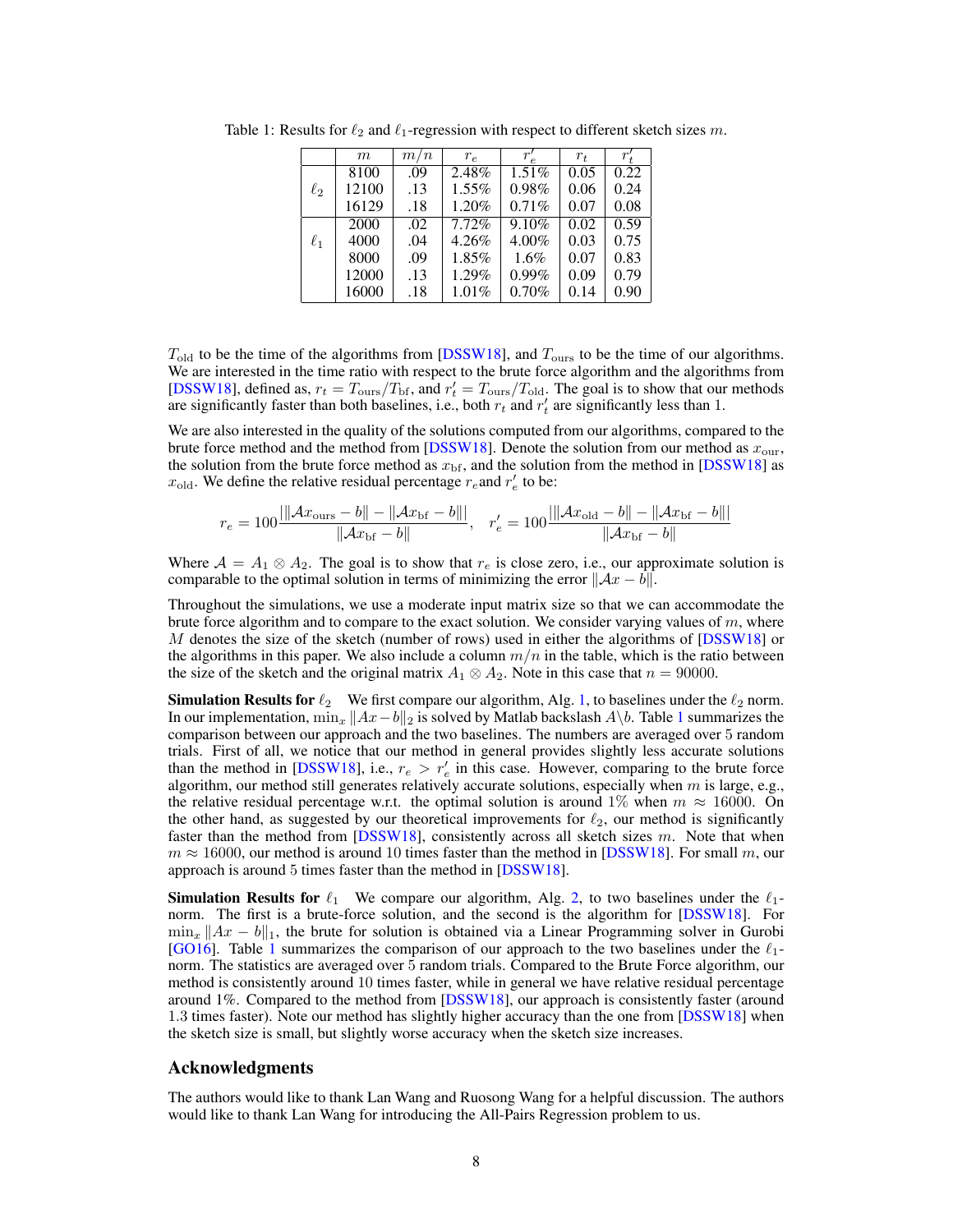Table 1: Results for $\ell_2$ and $\ell_1$-regression with respect to different sketch sizes $m$.

| | $m$ | $m/n$ | $r_e$ | $r'_e$ | $r_t$ | $r'_t$ |
|---|---|---|---|---|---|---|
| $\ell_2$ | 8100 | .09 | 2.48% | 1.51% | 0.05 | 0.22 |
| | 12100 | .13 | 1.55% | 0.98% | 0.06 | 0.24 |
| | 16129 | .18 | 1.20% | 0.71% | 0.07 | 0.08 |
| $\ell_1$ | 2000 | .02 | 7.72% | 9.10% | 0.02 | 0.59 |
| | 4000 | .04 | 4.26% | 4.00% | 0.03 | 0.75 |
| | 8000 | .09 | 1.85% | 1.6% | 0.07 | 0.83 |
| | 12000 | .13 | 1.29% | 0.99% | 0.09 | 0.79 |
| | 16000 | .18 | 1.01% | 0.70% | 0.14 | 0.90 |

$T_{\text{old}}$ to be the time of the algorithms from [DSSW18], and $T_{\text{ours}}$ to be the time of our algorithms. We are interested in the time ratio with respect to the brute force algorithm and the algorithms from [DSSW18], defined as, $r_t = T_{\text{ours}}/T_{\text{bf}}$, and $r'_t = T_{\text{ours}}/T_{\text{old}}$. The goal is to show that our methods are significantly faster than both baselines, i.e., both $r_t$ and $r'_t$ are significantly less than 1.

We are also interested in the quality of the solutions computed from our algorithms, compared to the brute force method and the method from [DSSW18]. Denote the solution from our method as $x_{\text{our}}$, the solution from the brute force method as $x_{\text{bf}}$, and the solution from the method in [DSSW18] as $x_{\text{old}}$. We define the relative residual percentage $r_e$and $r'_e$ to be:

$$r_e = 100\frac{|\|\mathcal{A}x_{\text{ours}} - b\| - \|\mathcal{A}x_{\text{bf}} - b\||}{\|\mathcal{A}x_{\text{bf}} - b\|}, \quad r'_e = 100\frac{|\|\mathcal{A}x_{\text{old}} - b\| - \|\mathcal{A}x_{\text{bf}} - b\||}{\|\mathcal{A}x_{\text{bf}} - b\|}$$

Where $\mathcal{A} = A_1 \otimes A_2$. The goal is to show that $r_e$ is close zero, i.e., our approximate solution is comparable to the optimal solution in terms of minimizing the error $\|\mathcal{A}x - b\|$.

Throughout the simulations, we use a moderate input matrix size so that we can accommodate the brute force algorithm and to compare to the exact solution. We consider varying values of $m$, where $M$ denotes the size of the sketch (number of rows) used in either the algorithms of [DSSW18] or the algorithms in this paper. We also include a column $m/n$ in the table, which is the ratio between the size of the sketch and the original matrix $A_1 \otimes A_2$. Note in this case that $n = 90000$.

**Simulation Results for $\ell_2$** We first compare our algorithm, Alg. 1, to baselines under the $\ell_2$ norm. In our implementation, $\min_x \|Ax - b\|_2$ is solved by Matlab backslash $A\backslash b$. Table 1 summarizes the comparison between our approach and the two baselines. The numbers are averaged over 5 random trials. First of all, we notice that our method in general provides slightly less accurate solutions than the method in [DSSW18], i.e., $r_e > r'_e$ in this case. However, comparing to the brute force algorithm, our method still generates relatively accurate solutions, especially when $m$ is large, e.g., the relative residual percentage w.r.t. the optimal solution is around 1% when $m \approx 16000$. On the other hand, as suggested by our theoretical improvements for $\ell_2$, our method is significantly faster than the method from [DSSW18], consistently across all sketch sizes $m$. Note that when $m \approx 16000$, our method is around 10 times faster than the method in [DSSW18]. For small $m$, our approach is around 5 times faster than the method in [DSSW18].

**Simulation Results for $\ell_1$** We compare our algorithm, Alg. 2, to two baselines under the $\ell_1$-norm. The first is a brute-force solution, and the second is the algorithm for [DSSW18]. For $\min_x \|Ax - b\|_1$, the brute for solution is obtained via a Linear Programming solver in Gurobi [GO16]. Table 1 summarizes the comparison of our approach to the two baselines under the $\ell_1$-norm. The statistics are averaged over 5 random trials. Compared to the Brute Force algorithm, our method is consistently around 10 times faster, while in general we have relative residual percentage around 1%. Compared to the method from [DSSW18], our approach is consistently faster (around 1.3 times faster). Note our method has slightly higher accuracy than the one from [DSSW18] when the sketch size is small, but slightly worse accuracy when the sketch size increases.

## Acknowledgments

The authors would like to thank Lan Wang and Ruosong Wang for a helpful discussion. The authors would like to thank Lan Wang for introducing the All-Pairs Regression problem to us.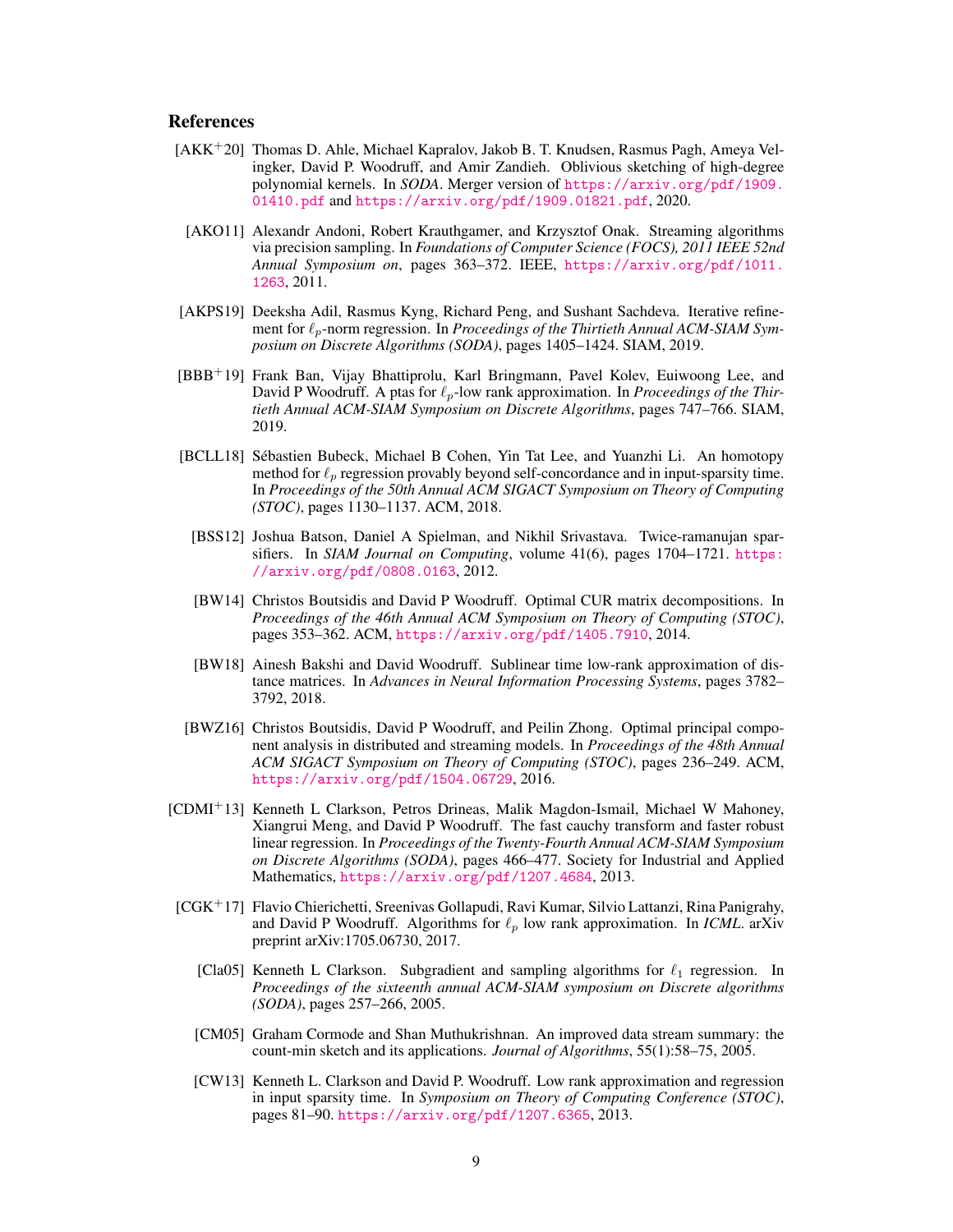## References

[AKK$^+$20] Thomas D. Ahle, Michael Kapralov, Jakob B. T. Knudsen, Rasmus Pagh, Ameya Velingker, David P. Woodruff, and Amir Zandieh. Oblivious sketching of high-degree polynomial kernels. In *SODA*. Merger version of https://arxiv.org/pdf/1909.01410.pdf and https://arxiv.org/pdf/1909.01821.pdf, 2020.

[AKO11] Alexandr Andoni, Robert Krauthgamer, and Krzysztof Onak. Streaming algorithms via precision sampling. In *Foundations of Computer Science (FOCS), 2011 IEEE 52nd Annual Symposium on*, pages 363–372. IEEE, https://arxiv.org/pdf/1011.1263, 2011.

[AKPS19] Deeksha Adil, Rasmus Kyng, Richard Peng, and Sushant Sachdeva. Iterative refinement for $\ell_p$-norm regression. In *Proceedings of the Thirtieth Annual ACM-SIAM Symposium on Discrete Algorithms (SODA)*, pages 1405–1424. SIAM, 2019.

[BBB$^+$19] Frank Ban, Vijay Bhattiprolu, Karl Bringmann, Pavel Kolev, Euiwoong Lee, and David P Woodruff. A ptas for $\ell_p$-low rank approximation. In *Proceedings of the Thirtieth Annual ACM-SIAM Symposium on Discrete Algorithms*, pages 747–766. SIAM, 2019.

[BCLL18] Sébastien Bubeck, Michael B Cohen, Yin Tat Lee, and Yuanzhi Li. An homotopy method for $\ell_p$ regression provably beyond self-concordance and in input-sparsity time. In *Proceedings of the 50th Annual ACM SIGACT Symposium on Theory of Computing (STOC)*, pages 1130–1137. ACM, 2018.

[BSS12] Joshua Batson, Daniel A Spielman, and Nikhil Srivastava. Twice-ramanujan sparsifiers. In *SIAM Journal on Computing*, volume 41(6), pages 1704–1721. https://arxiv.org/pdf/0808.0163, 2012.

[BW14] Christos Boutsidis and David P Woodruff. Optimal CUR matrix decompositions. In *Proceedings of the 46th Annual ACM Symposium on Theory of Computing (STOC)*, pages 353–362. ACM, https://arxiv.org/pdf/1405.7910, 2014.

[BW18] Ainesh Bakshi and David Woodruff. Sublinear time low-rank approximation of distance matrices. In *Advances in Neural Information Processing Systems*, pages 3782–3792, 2018.

[BWZ16] Christos Boutsidis, David P Woodruff, and Peilin Zhong. Optimal principal component analysis in distributed and streaming models. In *Proceedings of the 48th Annual ACM SIGACT Symposium on Theory of Computing (STOC)*, pages 236–249. ACM, https://arxiv.org/pdf/1504.06729, 2016.

[CDMI$^+$13] Kenneth L Clarkson, Petros Drineas, Malik Magdon-Ismail, Michael W Mahoney, Xiangrui Meng, and David P Woodruff. The fast cauchy transform and faster robust linear regression. In *Proceedings of the Twenty-Fourth Annual ACM-SIAM Symposium on Discrete Algorithms (SODA)*, pages 466–477. Society for Industrial and Applied Mathematics, https://arxiv.org/pdf/1207.4684, 2013.

[CGK$^+$17] Flavio Chierichetti, Sreenivas Gollapudi, Ravi Kumar, Silvio Lattanzi, Rina Panigrahy, and David P Woodruff. Algorithms for $\ell_p$ low rank approximation. In *ICML*. arXiv preprint arXiv:1705.06730, 2017.

[Cla05] Kenneth L Clarkson. Subgradient and sampling algorithms for $\ell_1$ regression. In *Proceedings of the sixteenth annual ACM-SIAM symposium on Discrete algorithms (SODA)*, pages 257–266, 2005.

[CM05] Graham Cormode and Shan Muthukrishnan. An improved data stream summary: the count-min sketch and its applications. *Journal of Algorithms*, 55(1):58–75, 2005.

[CW13] Kenneth L. Clarkson and David P. Woodruff. Low rank approximation and regression in input sparsity time. In *Symposium on Theory of Computing Conference (STOC)*, pages 81–90. https://arxiv.org/pdf/1207.6365, 2013.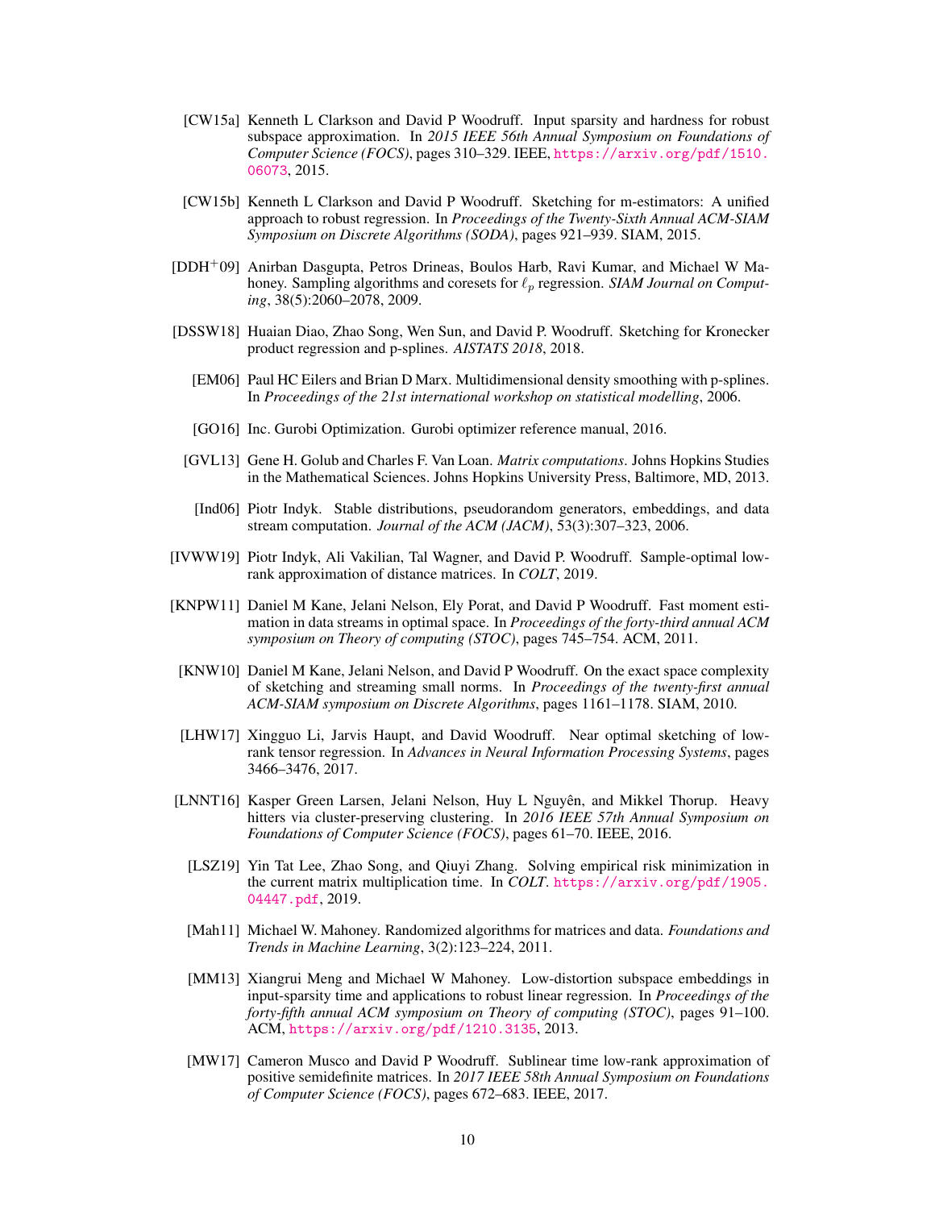[CW15a] Kenneth L Clarkson and David P Woodruff. Input sparsity and hardness for robust subspace approximation. In *2015 IEEE 56th Annual Symposium on Foundations of Computer Science (FOCS)*, pages 310–329. IEEE, https://arxiv.org/pdf/1510.06073, 2015.

[CW15b] Kenneth L Clarkson and David P Woodruff. Sketching for m-estimators: A unified approach to robust regression. In *Proceedings of the Twenty-Sixth Annual ACM-SIAM Symposium on Discrete Algorithms (SODA)*, pages 921–939. SIAM, 2015.

[DDH+09] Anirban Dasgupta, Petros Drineas, Boulos Harb, Ravi Kumar, and Michael W Mahoney. Sampling algorithms and coresets for $\ell_p$ regression. *SIAM Journal on Computing*, 38(5):2060–2078, 2009.

[DSSW18] Huaian Diao, Zhao Song, Wen Sun, and David P. Woodruff. Sketching for Kronecker product regression and p-splines. *AISTATS 2018*, 2018.

[EM06] Paul HC Eilers and Brian D Marx. Multidimensional density smoothing with p-splines. In *Proceedings of the 21st international workshop on statistical modelling*, 2006.

[GO16] Inc. Gurobi Optimization. Gurobi optimizer reference manual, 2016.

[GVL13] Gene H. Golub and Charles F. Van Loan. *Matrix computations*. Johns Hopkins Studies in the Mathematical Sciences. Johns Hopkins University Press, Baltimore, MD, 2013.

[Ind06] Piotr Indyk. Stable distributions, pseudorandom generators, embeddings, and data stream computation. *Journal of the ACM (JACM)*, 53(3):307–323, 2006.

[IVWW19] Piotr Indyk, Ali Vakilian, Tal Wagner, and David P. Woodruff. Sample-optimal low-rank approximation of distance matrices. In *COLT*, 2019.

[KNPW11] Daniel M Kane, Jelani Nelson, Ely Porat, and David P Woodruff. Fast moment estimation in data streams in optimal space. In *Proceedings of the forty-third annual ACM symposium on Theory of computing (STOC)*, pages 745–754. ACM, 2011.

[KNW10] Daniel M Kane, Jelani Nelson, and David P Woodruff. On the exact space complexity of sketching and streaming small norms. In *Proceedings of the twenty-first annual ACM-SIAM symposium on Discrete Algorithms*, pages 1161–1178. SIAM, 2010.

[LHW17] Xingguo Li, Jarvis Haupt, and David Woodruff. Near optimal sketching of low-rank tensor regression. In *Advances in Neural Information Processing Systems*, pages 3466–3476, 2017.

[LNNT16] Kasper Green Larsen, Jelani Nelson, Huy L Nguyên, and Mikkel Thorup. Heavy hitters via cluster-preserving clustering. In *2016 IEEE 57th Annual Symposium on Foundations of Computer Science (FOCS)*, pages 61–70. IEEE, 2016.

[LSZ19] Yin Tat Lee, Zhao Song, and Qiuyi Zhang. Solving empirical risk minimization in the current matrix multiplication time. In *COLT*. https://arxiv.org/pdf/1905.04447.pdf, 2019.

[Mah11] Michael W. Mahoney. Randomized algorithms for matrices and data. *Foundations and Trends in Machine Learning*, 3(2):123–224, 2011.

[MM13] Xiangrui Meng and Michael W Mahoney. Low-distortion subspace embeddings in input-sparsity time and applications to robust linear regression. In *Proceedings of the forty-fifth annual ACM symposium on Theory of computing (STOC)*, pages 91–100. ACM, https://arxiv.org/pdf/1210.3135, 2013.

[MW17] Cameron Musco and David P Woodruff. Sublinear time low-rank approximation of positive semidefinite matrices. In *2017 IEEE 58th Annual Symposium on Foundations of Computer Science (FOCS)*, pages 672–683. IEEE, 2017.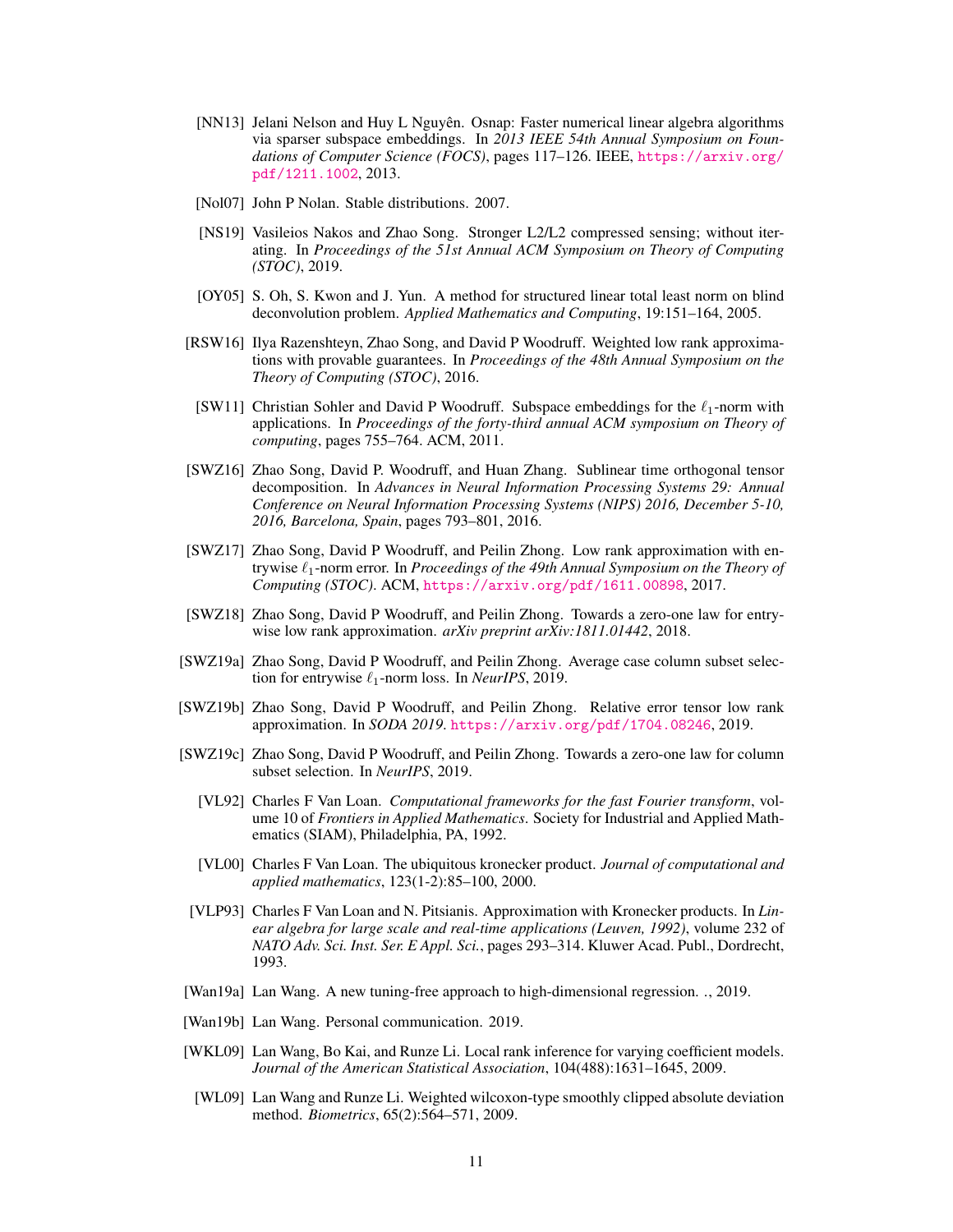[NN13] Jelani Nelson and Huy L Nguyên. Osnap: Faster numerical linear algebra algorithms via sparser subspace embeddings. In *2013 IEEE 54th Annual Symposium on Foundations of Computer Science (FOCS)*, pages 117–126. IEEE, https://arxiv.org/pdf/1211.1002, 2013.

[Nol07] John P Nolan. Stable distributions. 2007.

[NS19] Vasileios Nakos and Zhao Song. Stronger L2/L2 compressed sensing; without iterating. In *Proceedings of the 51st Annual ACM Symposium on Theory of Computing (STOC)*, 2019.

[OY05] S. Oh, S. Kwon and J. Yun. A method for structured linear total least norm on blind deconvolution problem. *Applied Mathematics and Computing*, 19:151–164, 2005.

[RSW16] Ilya Razenshteyn, Zhao Song, and David P Woodruff. Weighted low rank approximations with provable guarantees. In *Proceedings of the 48th Annual Symposium on the Theory of Computing (STOC)*, 2016.

[SW11] Christian Sohler and David P Woodruff. Subspace embeddings for the $\ell_1$-norm with applications. In *Proceedings of the forty-third annual ACM symposium on Theory of computing*, pages 755–764. ACM, 2011.

[SWZ16] Zhao Song, David P. Woodruff, and Huan Zhang. Sublinear time orthogonal tensor decomposition. In *Advances in Neural Information Processing Systems 29: Annual Conference on Neural Information Processing Systems (NIPS) 2016, December 5-10, 2016, Barcelona, Spain*, pages 793–801, 2016.

[SWZ17] Zhao Song, David P Woodruff, and Peilin Zhong. Low rank approximation with entrywise $\ell_1$-norm error. In *Proceedings of the 49th Annual Symposium on the Theory of Computing (STOC)*. ACM, https://arxiv.org/pdf/1611.00898, 2017.

[SWZ18] Zhao Song, David P Woodruff, and Peilin Zhong. Towards a zero-one law for entrywise low rank approximation. *arXiv preprint arXiv:1811.01442*, 2018.

[SWZ19a] Zhao Song, David P Woodruff, and Peilin Zhong. Average case column subset selection for entrywise $\ell_1$-norm loss. In *NeurIPS*, 2019.

[SWZ19b] Zhao Song, David P Woodruff, and Peilin Zhong. Relative error tensor low rank approximation. In *SODA 2019*. https://arxiv.org/pdf/1704.08246, 2019.

[SWZ19c] Zhao Song, David P Woodruff, and Peilin Zhong. Towards a zero-one law for column subset selection. In *NeurIPS*, 2019.

[VL92] Charles F Van Loan. *Computational frameworks for the fast Fourier transform*, volume 10 of *Frontiers in Applied Mathematics*. Society for Industrial and Applied Mathematics (SIAM), Philadelphia, PA, 1992.

[VL00] Charles F Van Loan. The ubiquitous kronecker product. *Journal of computational and applied mathematics*, 123(1-2):85–100, 2000.

[VLP93] Charles F Van Loan and N. Pitsianis. Approximation with Kronecker products. In *Linear algebra for large scale and real-time applications (Leuven, 1992)*, volume 232 of *NATO Adv. Sci. Inst. Ser. E Appl. Sci.*, pages 293–314. Kluwer Acad. Publ., Dordrecht, 1993.

[Wan19a] Lan Wang. A new tuning-free approach to high-dimensional regression. ., 2019.

[Wan19b] Lan Wang. Personal communication. 2019.

[WKL09] Lan Wang, Bo Kai, and Runze Li. Local rank inference for varying coefficient models. *Journal of the American Statistical Association*, 104(488):1631–1645, 2009.

[WL09] Lan Wang and Runze Li. Weighted wilcoxon-type smoothly clipped absolute deviation method. *Biometrics*, 65(2):564–571, 2009.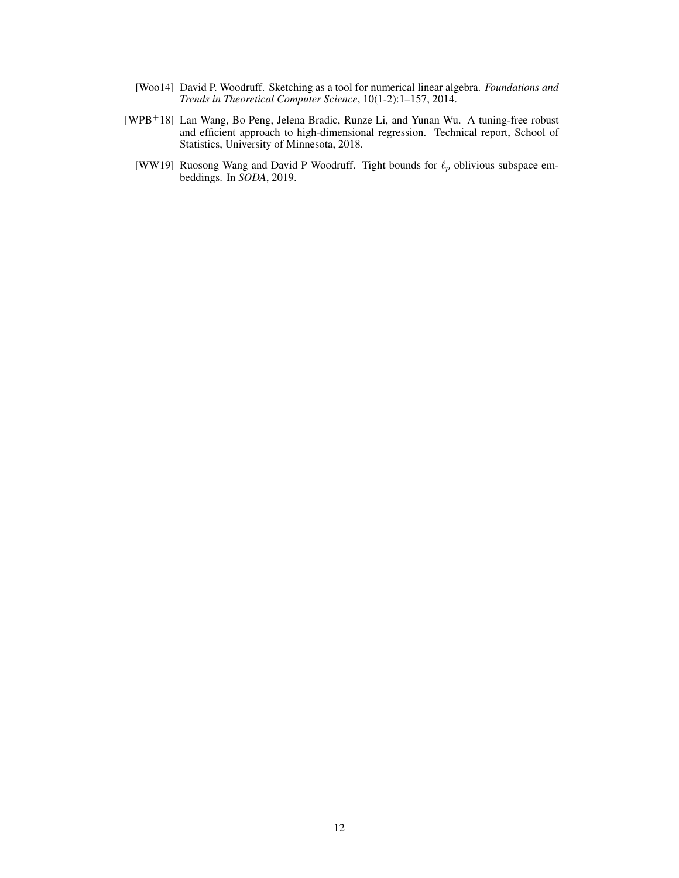[Woo14] David P. Woodruff. Sketching as a tool for numerical linear algebra. *Foundations and Trends in Theoretical Computer Science*, 10(1-2):1–157, 2014.

[WPB+18] Lan Wang, Bo Peng, Jelena Bradic, Runze Li, and Yunan Wu. A tuning-free robust and efficient approach to high-dimensional regression. Technical report, School of Statistics, University of Minnesota, 2018.

[WW19] Ruosong Wang and David P Woodruff. Tight bounds for $\ell_p$ oblivious subspace embeddings. In *SODA*, 2019.